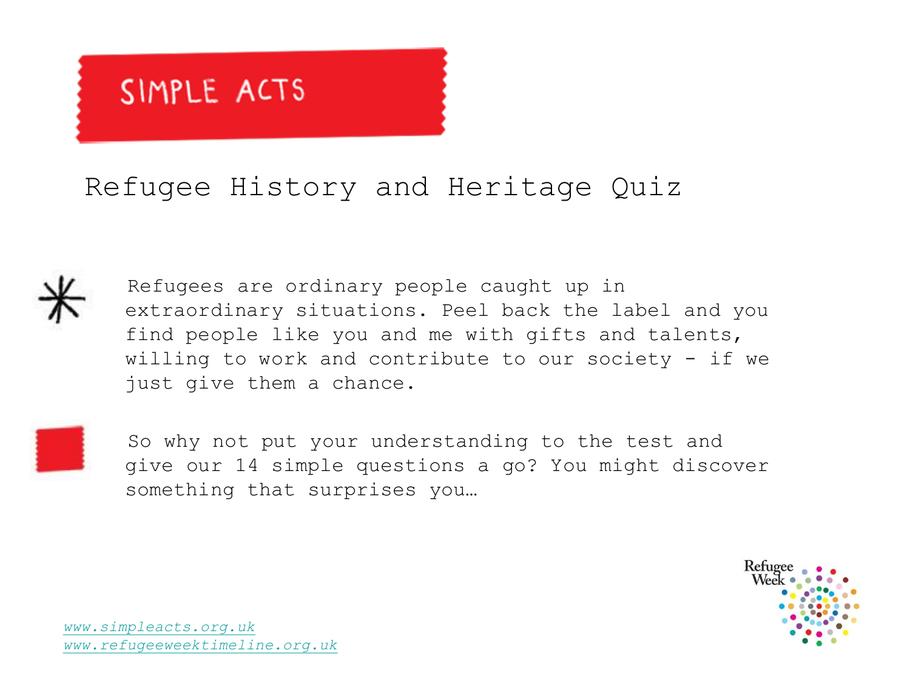# SIMPLE ACTS

## Refugee History and Heritage Quiz

Refugees are ordinary people caught up in extraordinary situations. Peel back the label and you find people like you and me with gifts and talents, willing to work and contribute to our society - if we just give them a chance.

So why not put your understanding to the test and give our 14 simple questions a go? You might discover something that surprises you…

Refugee Week

*www.simpleacts.org.uk*
*www.refugeeweektimeline.org.uk*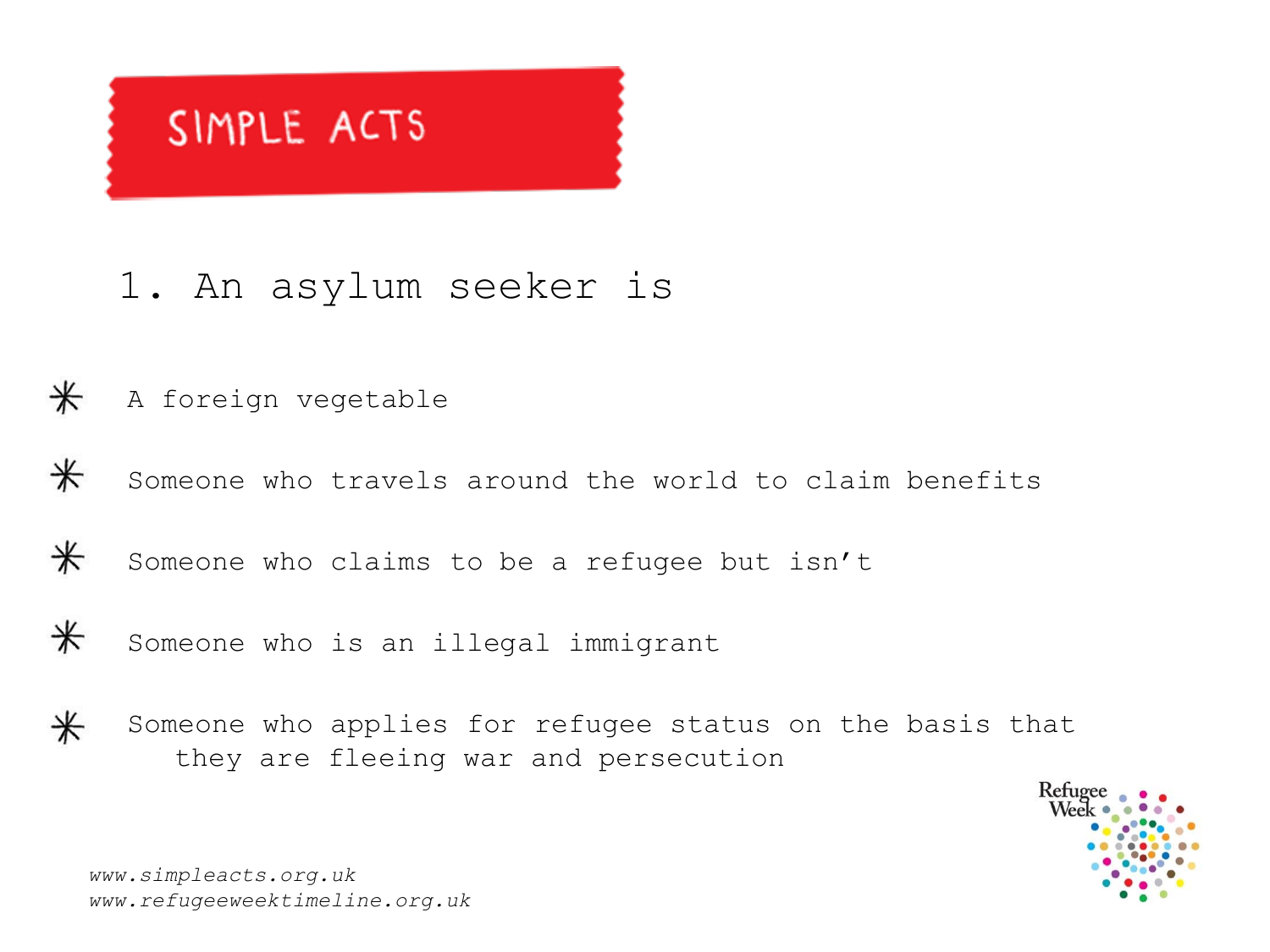# SIMPLE ACTS

## 1. An asylum seeker is

* A foreign vegetable
* Someone who travels around the world to claim benefits
* Someone who claims to be a refugee but isn’t
* Someone who is an illegal immigrant
* Someone who applies for refugee status on the basis that they are fleeing war and persecution

*www.simpleacts.org.uk*
*www.refugeeweektimeline.org.uk*

Refugee Week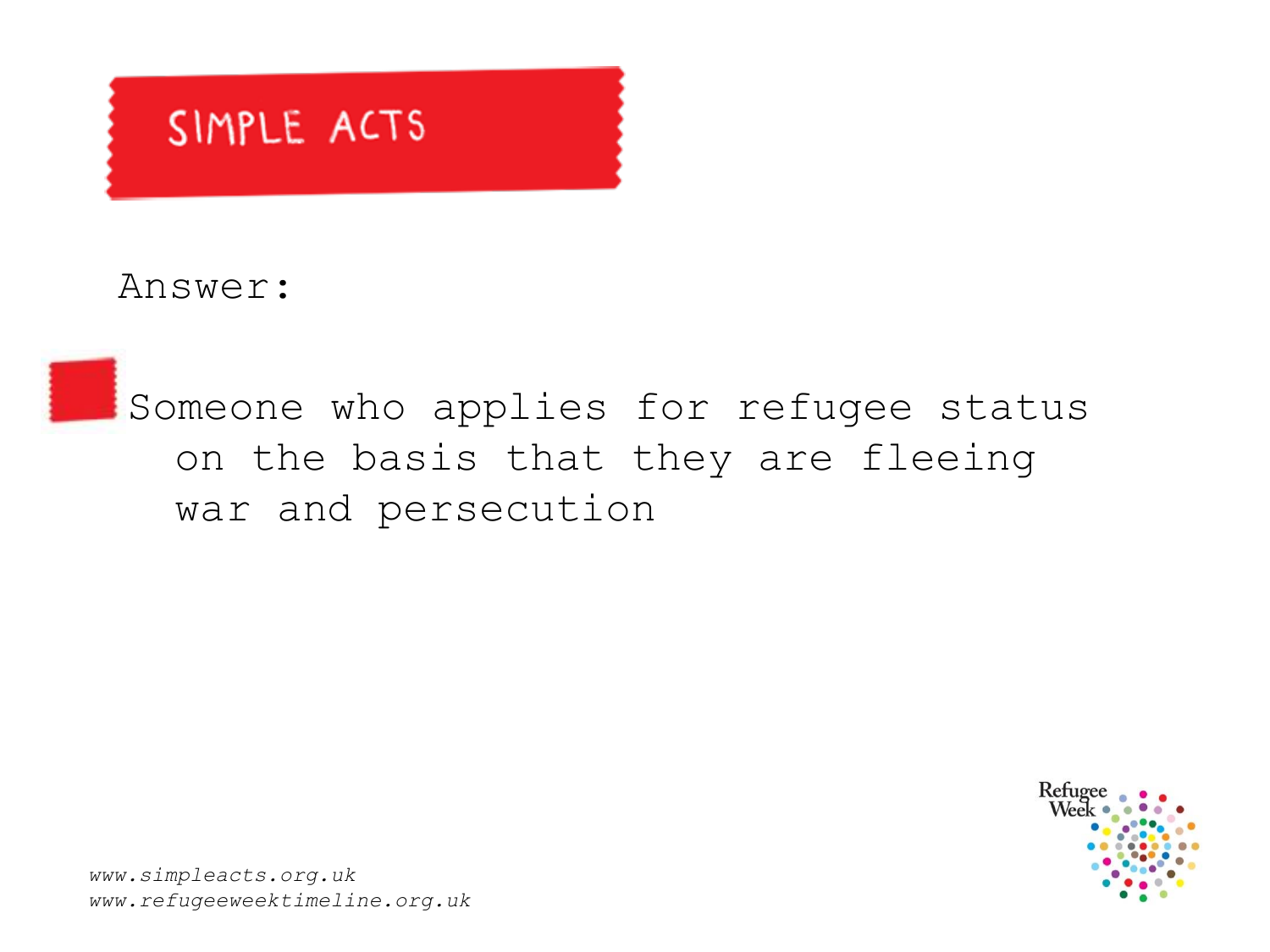# SIMPLE ACTS

Answer:

- Someone who applies for refugee status on the basis that they are fleeing war and persecution

*www.simpleacts.org.uk*
*www.refugeeweektimeline.org.uk*

Refugee Week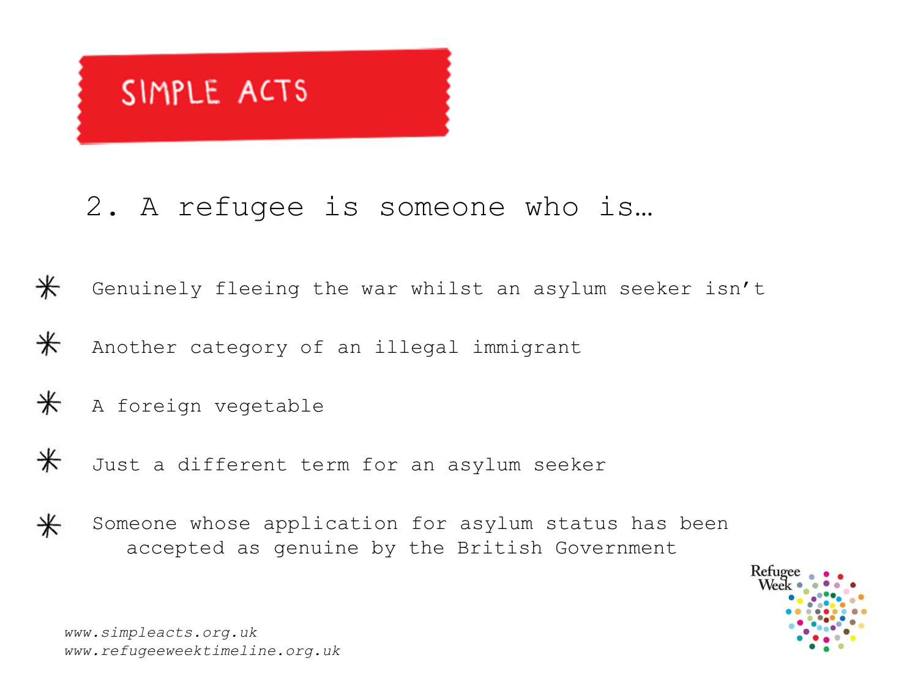# SIMPLE ACTS

## 2. A refugee is someone who is…

* Genuinely fleeing the war whilst an asylum seeker isn't
* Another category of an illegal immigrant
* A foreign vegetable
* Just a different term for an asylum seeker
* Someone whose application for asylum status has been accepted as genuine by the British Government

*www.simpleacts.org.uk*
*www.refugeeweektimeline.org.uk*

Refugee Week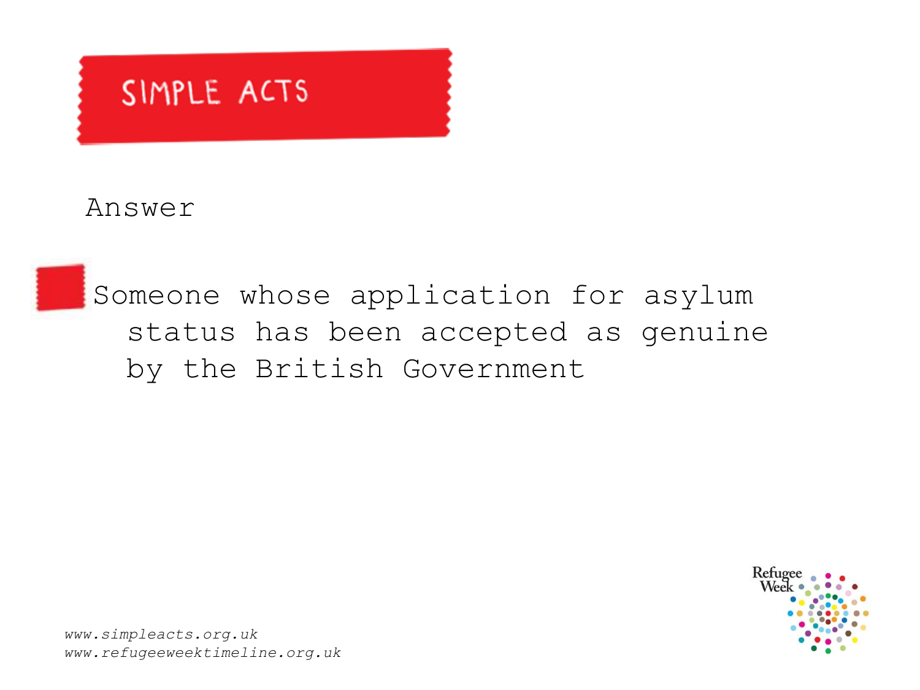# SIMPLE ACTS

Answer

- Someone whose application for asylum status has been accepted as genuine by the British Government

*www.simpleacts.org.uk*
*www.refugeeweektimeline.org.uk*

Refugee Week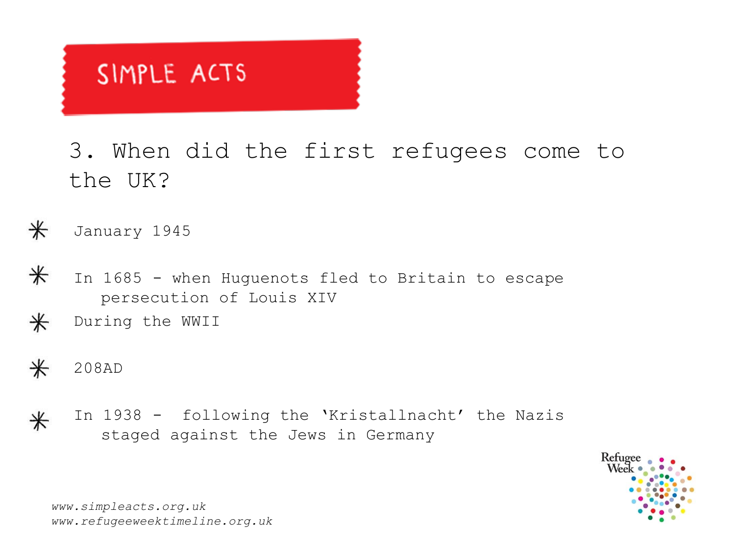# SIMPLE ACTS

## 3. When did the first refugees come to the UK?

- January 1945
- In 1685 - when Huguenots fled to Britain to escape persecution of Louis XIV
- During the WWII
- 208AD
- In 1938 - following the 'Kristallnacht' the Nazis staged against the Jews in Germany

*www.simpleacts.org.uk*
*www.refugeeweektimeline.org.uk*

Refugee Week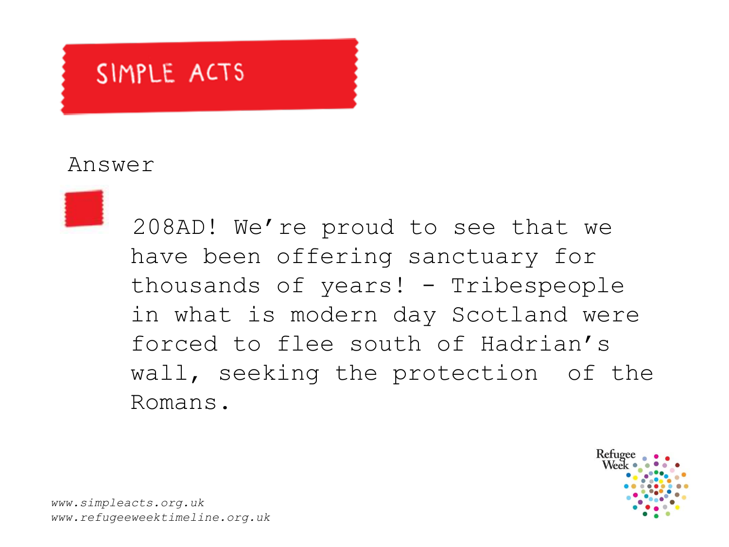# SIMPLE ACTS

Answer

208AD! We're proud to see that we have been offering sanctuary for thousands of years! - Tribespeople in what is modern day Scotland were forced to flee south of Hadrian's wall, seeking the protection of the Romans.

*www.simpleacts.org.uk*
*www.refugeeweektimeline.org.uk*

Refugee Week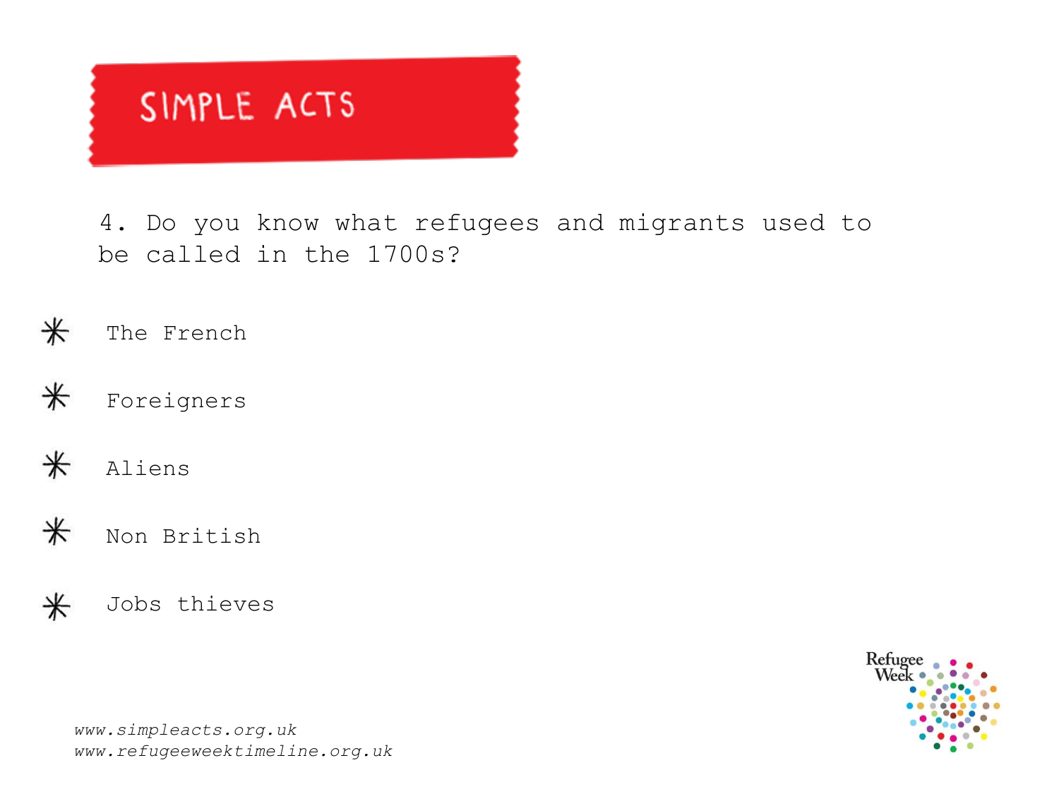# SIMPLE ACTS

4. Do you know what refugees and migrants used to be called in the 1700s?

- The French
- Foreigners
- Aliens
- Non British
- Jobs thieves

*www.simpleacts.org.uk*
*www.refugeeweektimeline.org.uk*

Refugee Week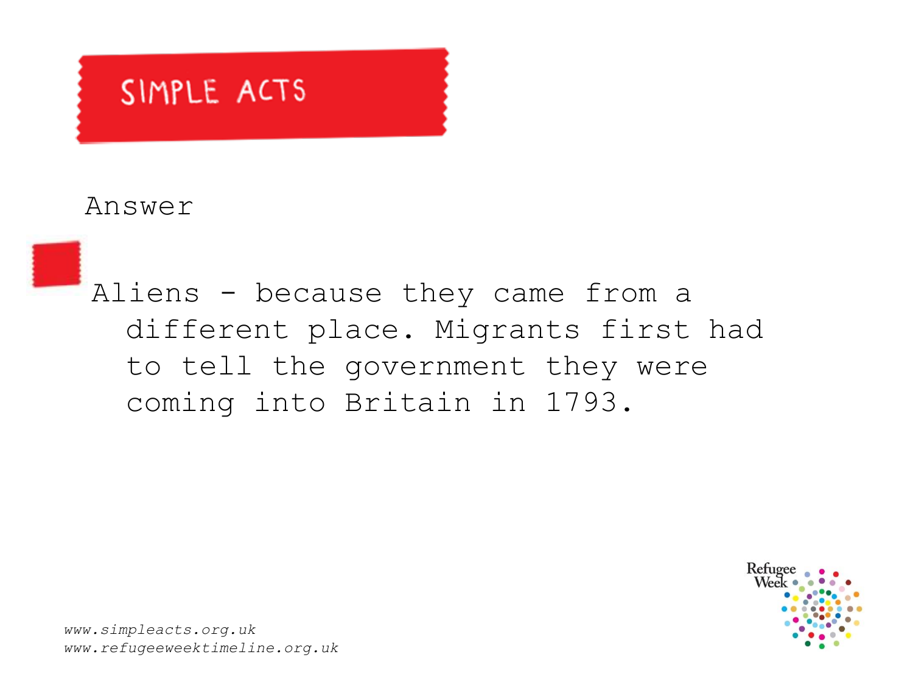SIMPLE ACTS

Answer

- Aliens - because they came from a different place. Migrants first had to tell the government they were coming into Britain in 1793.

*www.simpleacts.org.uk*
*www.refugeeweektimeline.org.uk*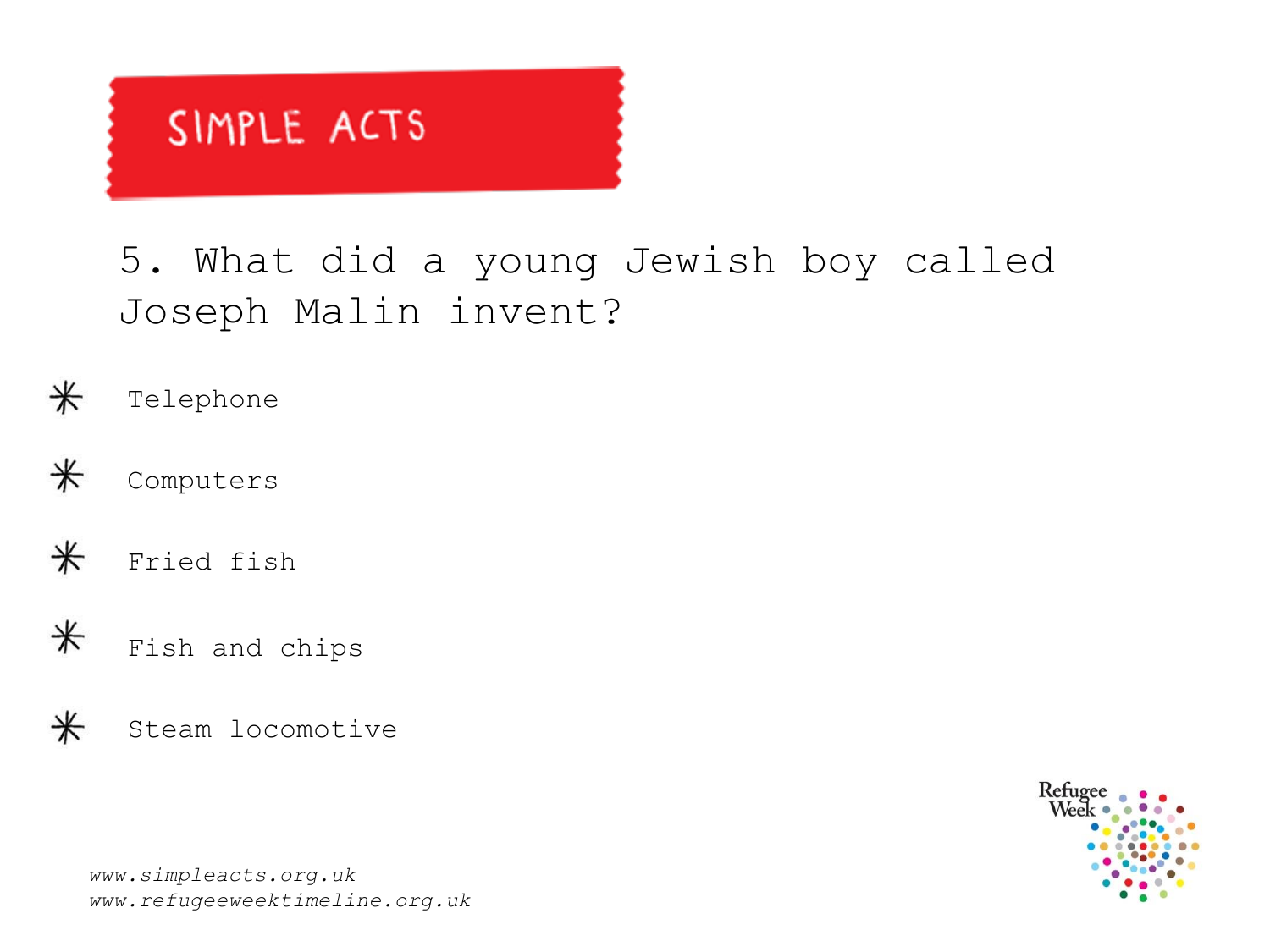# SIMPLE ACTS

5. What did a young Jewish boy called Joseph Malin invent?

* Telephone
* Computers
* Fried fish
* Fish and chips
* Steam locomotive

*www.simpleacts.org.uk*
*www.refugeeweektimeline.org.uk*

Refugee Week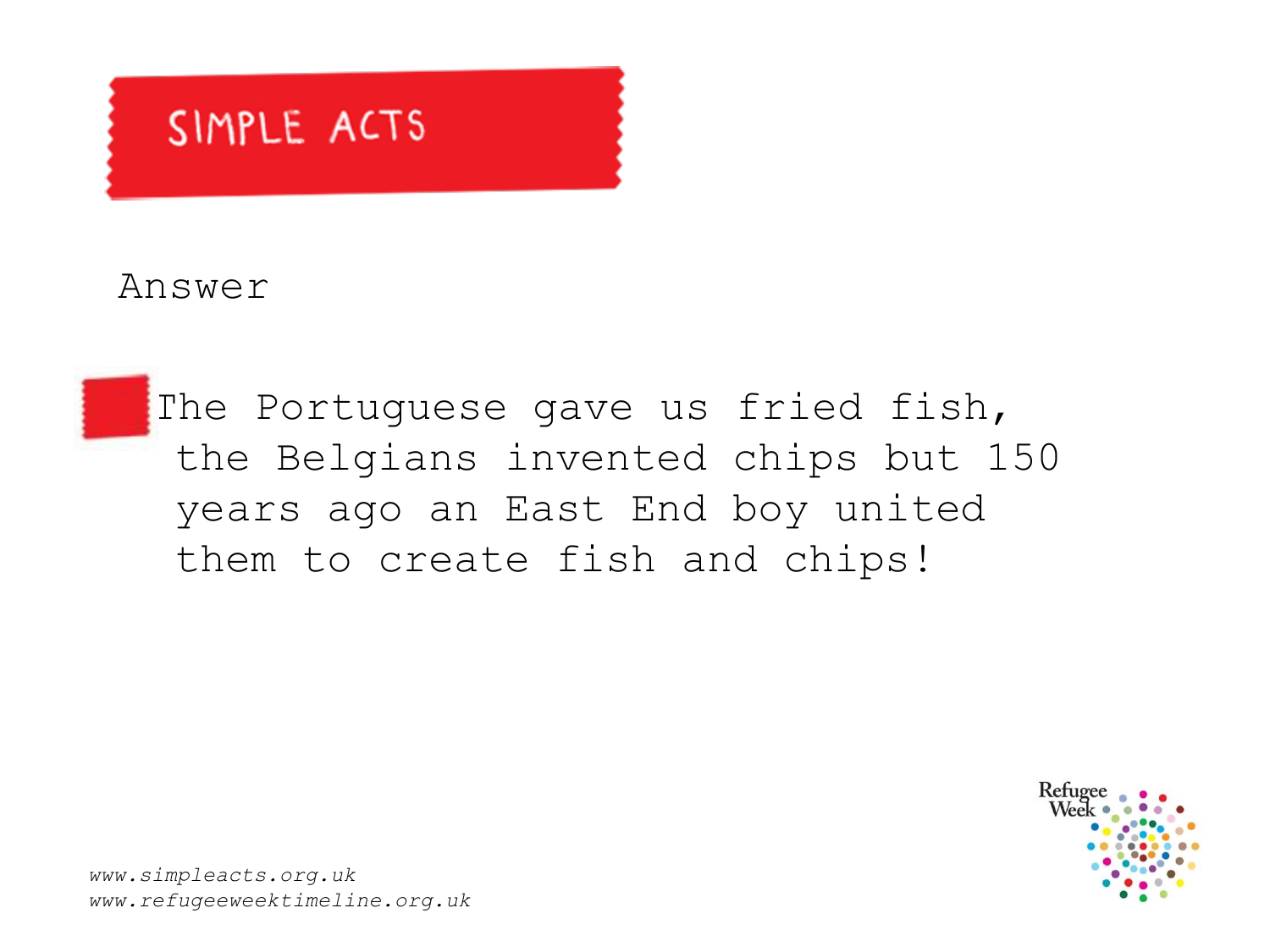# SIMPLE ACTS

Answer

- The Portuguese gave us fried fish, the Belgians invented chips but 150 years ago an East End boy united them to create fish and chips!

Refugee Week

*www.simpleacts.org.uk*
*www.refugeeweektimeline.org.uk*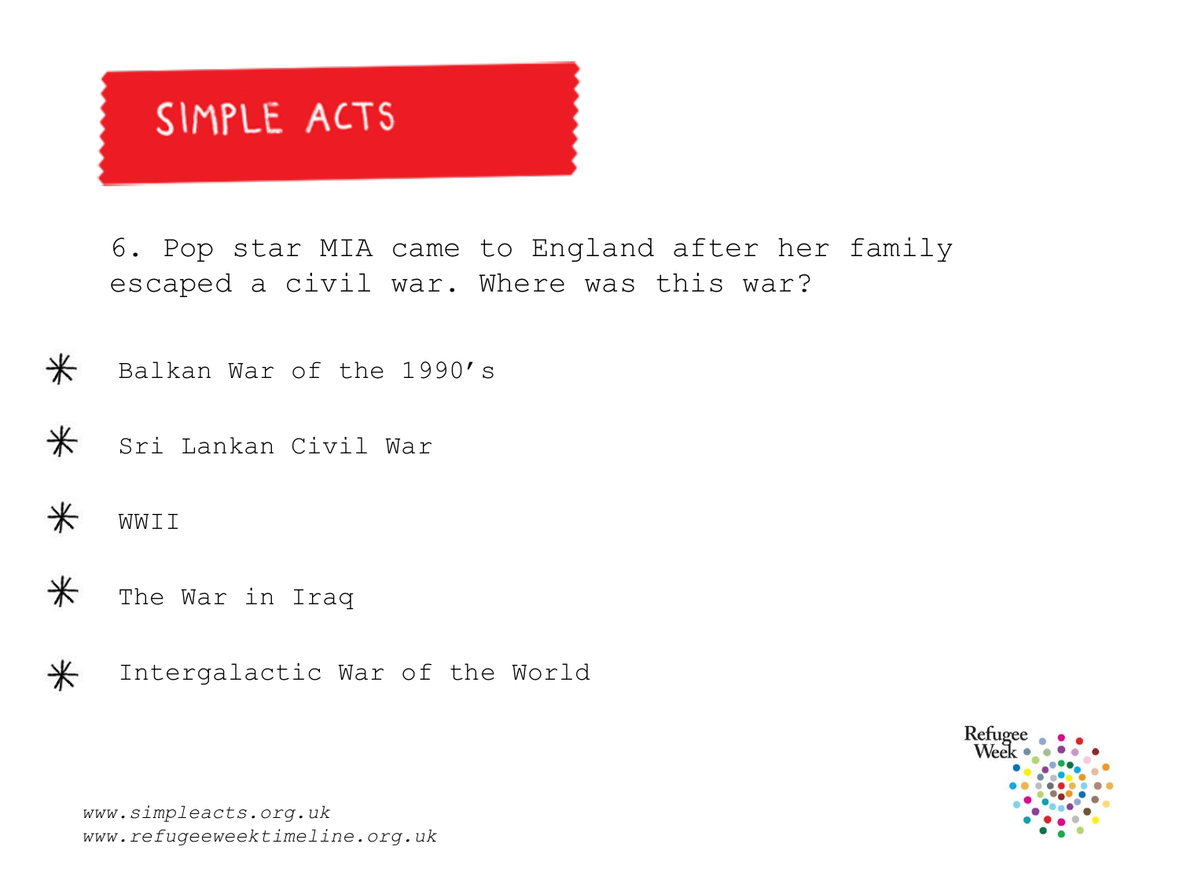# SIMPLE ACTS

6. Pop star MIA came to England after her family escaped a civil war. Where was this war?

- Balkan War of the 1990's
- Sri Lankan Civil War
- WWII
- The War in Iraq
- Intergalactic War of the World

*www.simpleacts.org.uk*
*www.refugeeweektimeline.org.uk*

Refugee Week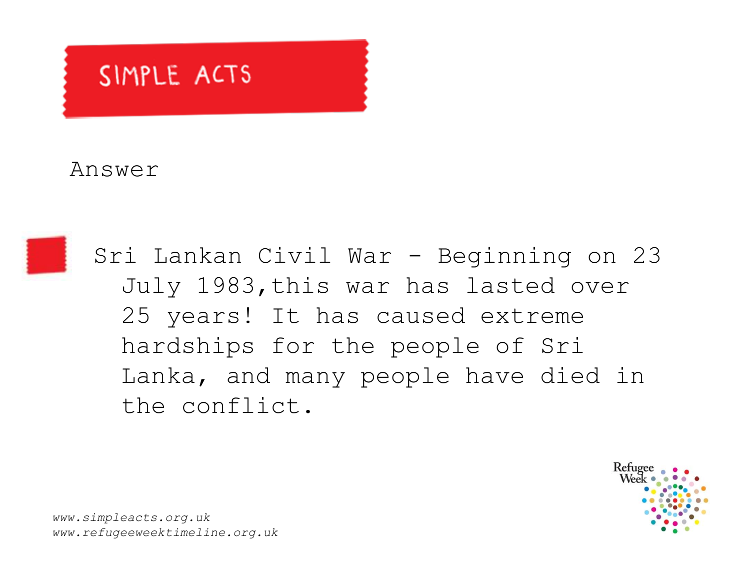# SIMPLE ACTS

Answer

- Sri Lankan Civil War - Beginning on 23 July 1983,this war has lasted over 25 years! It has caused extreme hardships for the people of Sri Lanka, and many people have died in the conflict.

*www.simpleacts.org.uk*
*www.refugeeweektimeline.org.uk*

Refugee Week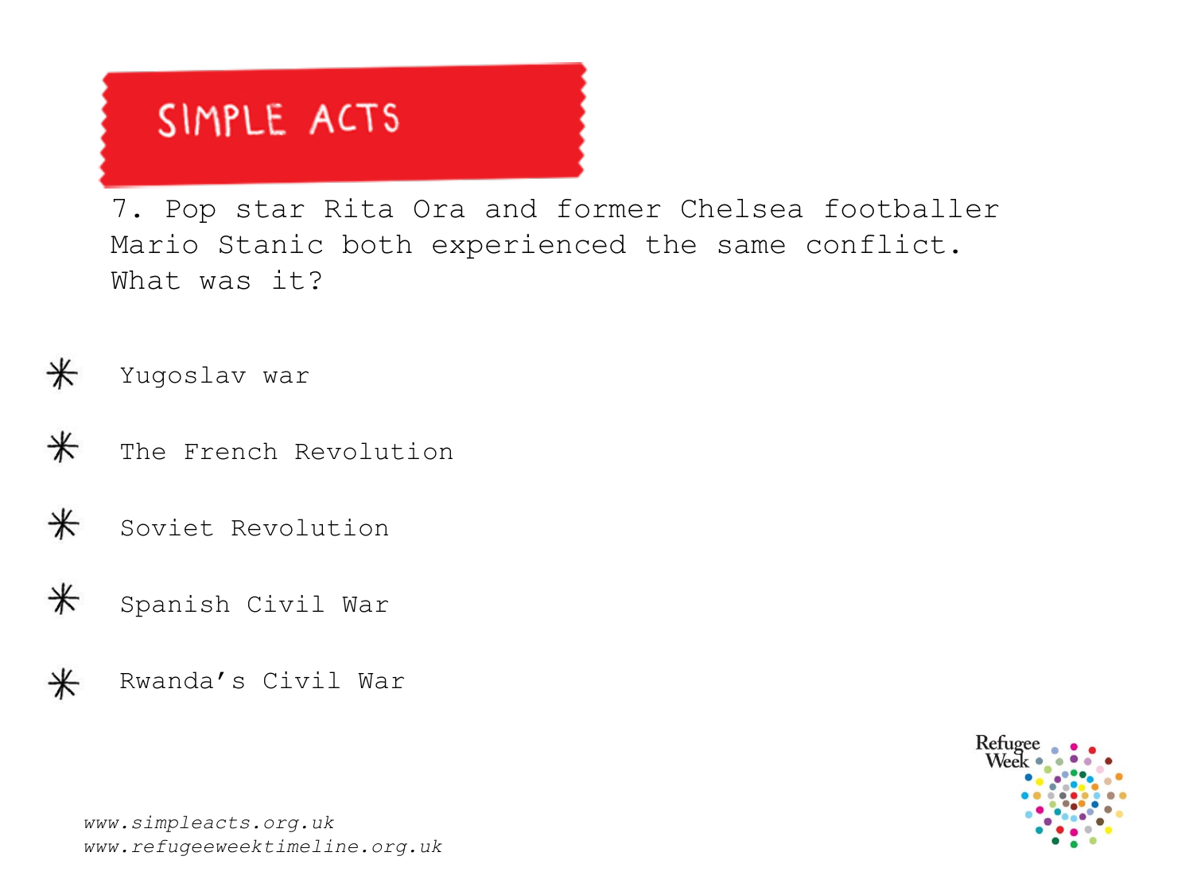# SIMPLE ACTS

7. Pop star Rita Ora and former Chelsea footballer Mario Stanic both experienced the same conflict. What was it?

- Yugoslav war
- The French Revolution
- Soviet Revolution
- Spanish Civil War
- Rwanda's Civil War

*www.simpleacts.org.uk*
*www.refugeeweektimeline.org.uk*

Refugee Week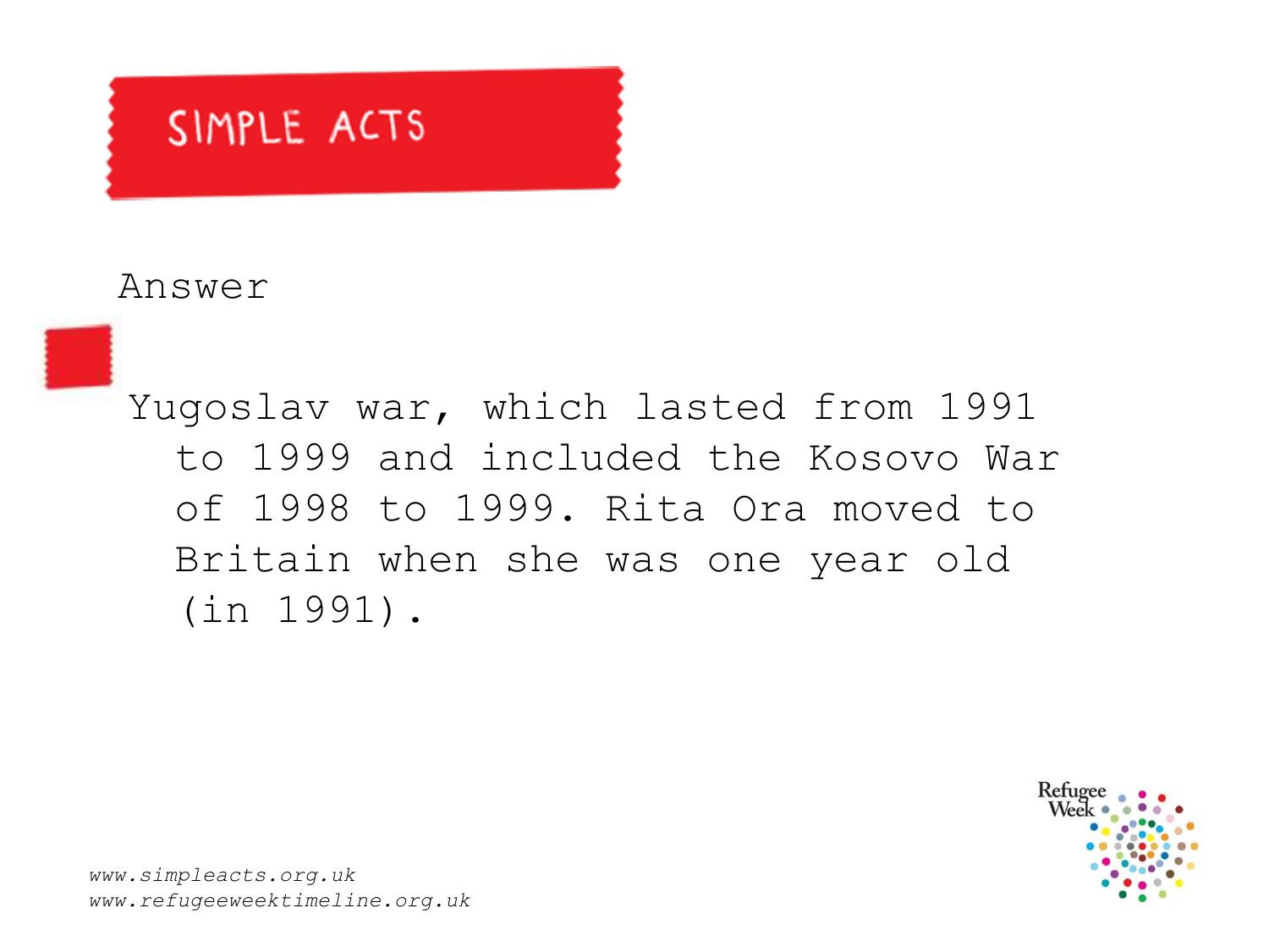SIMPLE ACTS

Answer

- Yugoslav war, which lasted from 1991 to 1999 and included the Kosovo War of 1998 to 1999. Rita Ora moved to Britain when she was one year old (in 1991).

*www.simpleacts.org.uk*
*www.refugeeweektimeline.org.uk*

Refugee Week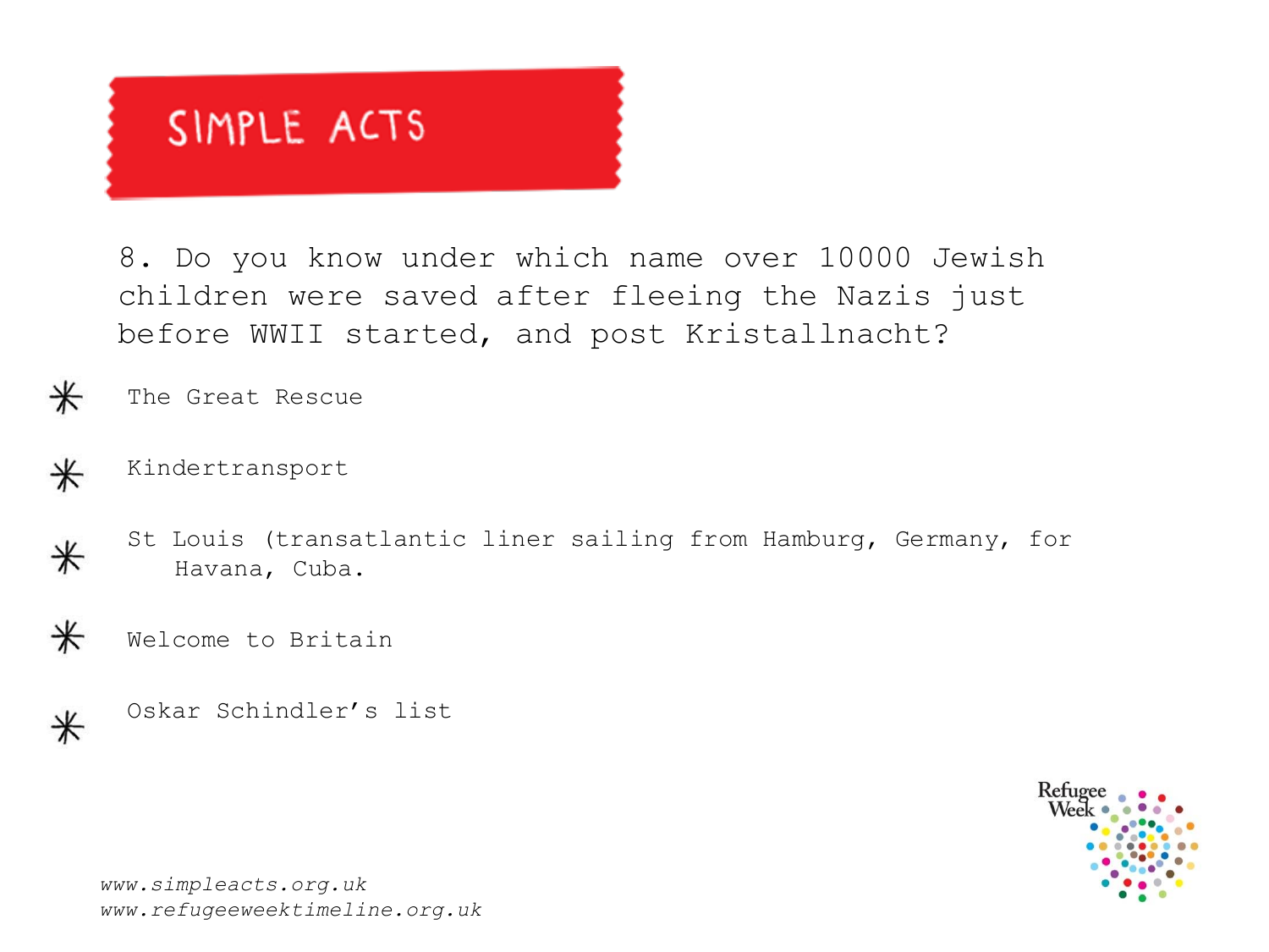# SIMPLE ACTS

8. Do you know under which name over 10000 Jewish children were saved after fleeing the Nazis just before WWII started, and post Kristallnacht?

- The Great Rescue
- Kindertransport
- St Louis (transatlantic liner sailing from Hamburg, Germany, for Havana, Cuba.
- Welcome to Britain
- Oskar Schindler's list

*www.simpleacts.org.uk*
*www.refugeeweektimeline.org.uk*

Refugee Week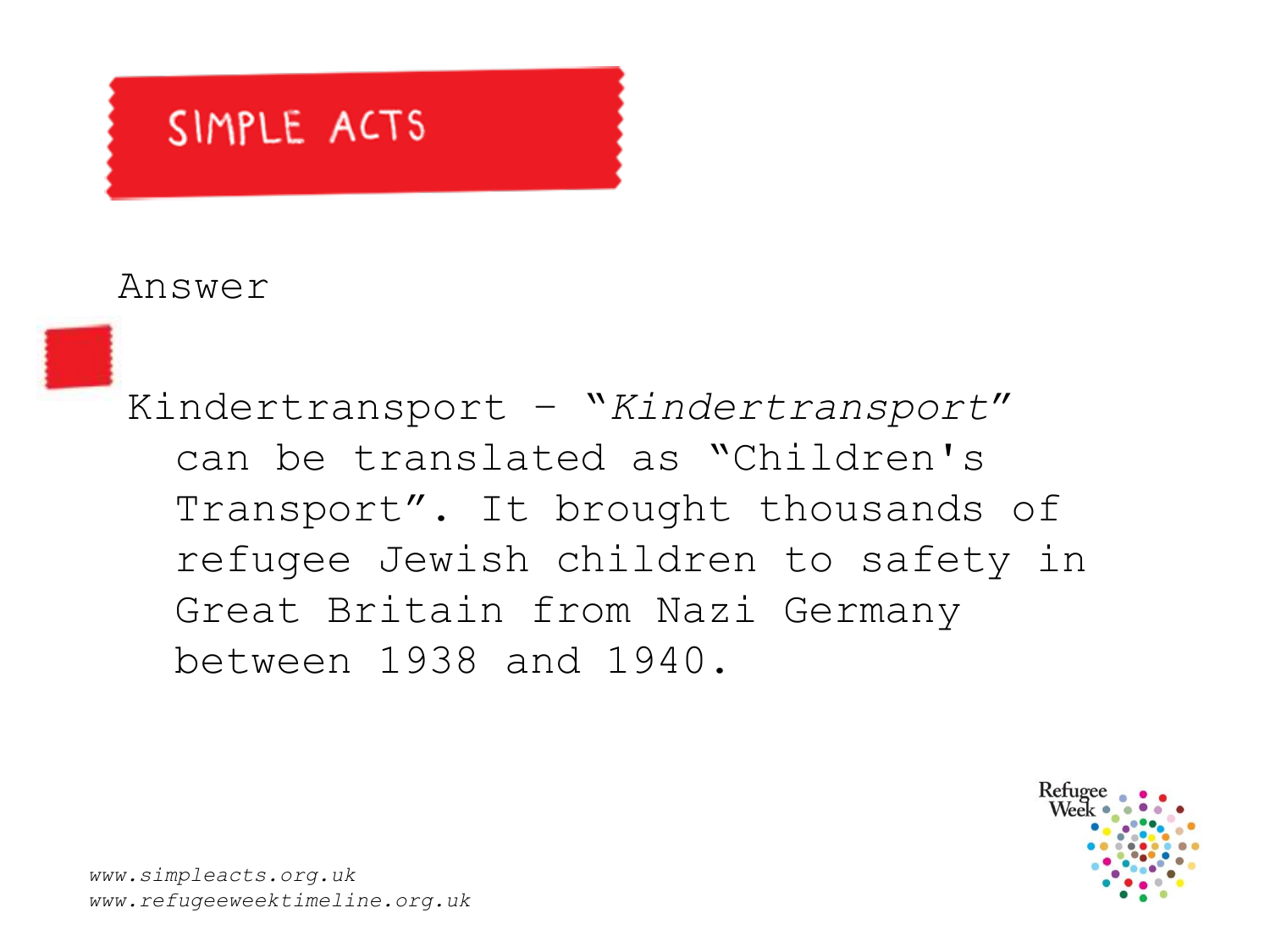SIMPLE ACTS

Answer

- Kindertransport – "*Kindertransport*" can be translated as "Children's Transport". It brought thousands of refugee Jewish children to safety in Great Britain from Nazi Germany between 1938 and 1940.

*www.simpleacts.org.uk*
*www.refugeeweektimeline.org.uk*

Refugee Week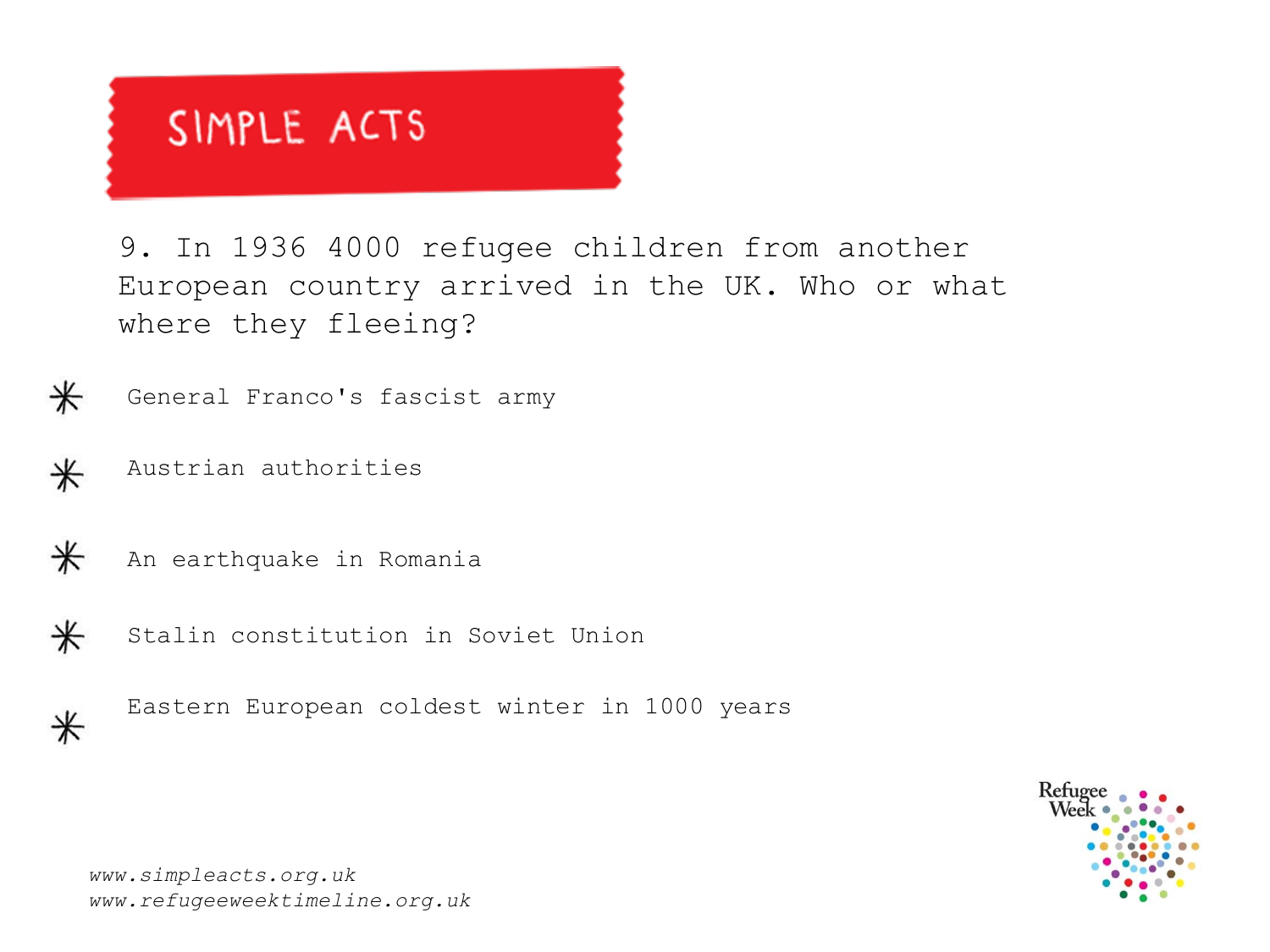# SIMPLE ACTS

9. In 1936 4000 refugee children from another European country arrived in the UK. Who or what where they fleeing?

- General Franco's fascist army
- Austrian authorities
- An earthquake in Romania
- Stalin constitution in Soviet Union
- Eastern European coldest winter in 1000 years

*www.simpleacts.org.uk*
*www.refugeeweektimeline.org.uk*

Refugee Week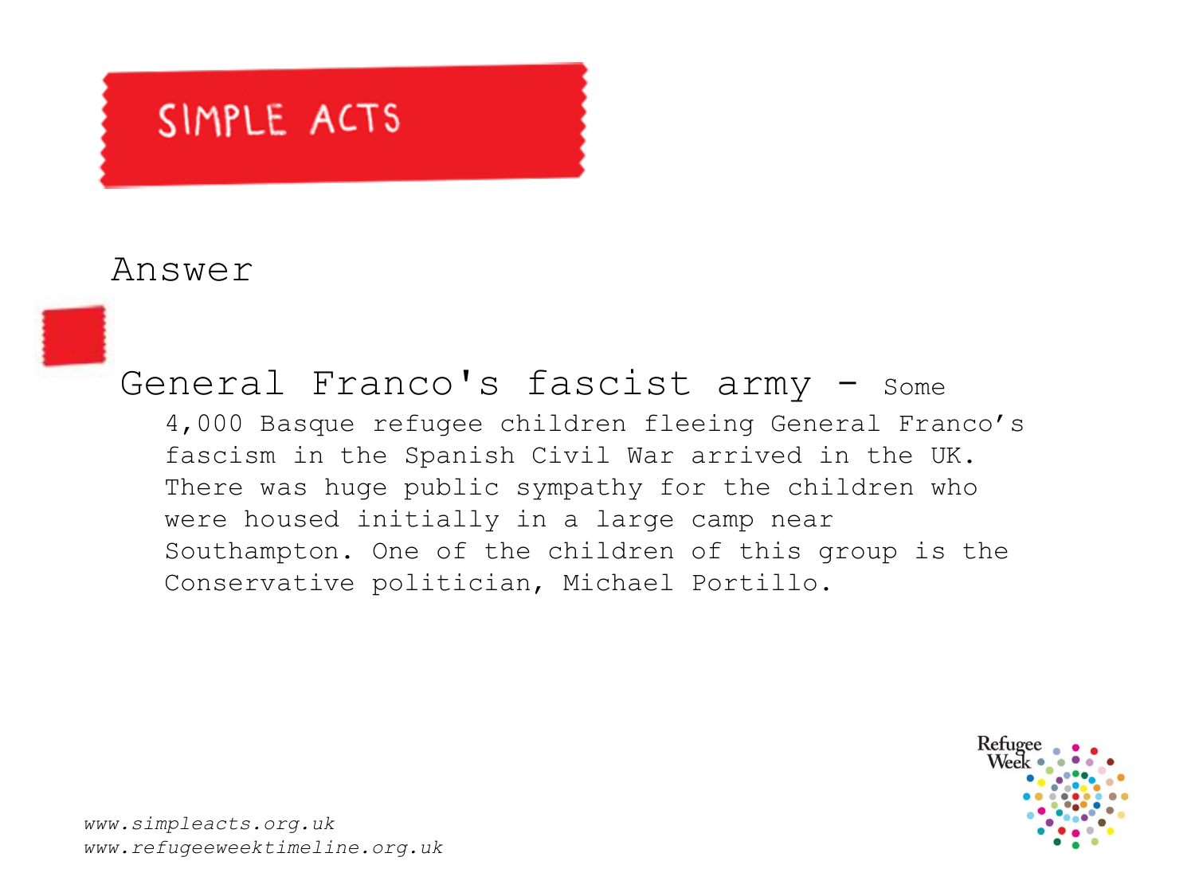# SIMPLE ACTS

## Answer

**General Franco's fascist army** - Some 4,000 Basque refugee children fleeing General Franco's fascism in the Spanish Civil War arrived in the UK. There was huge public sympathy for the children who were housed initially in a large camp near Southampton. One of the children of this group is the Conservative politician, Michael Portillo.

*www.simpleacts.org.uk*
*www.refugeeweektimeline.org.uk*

Refugee Week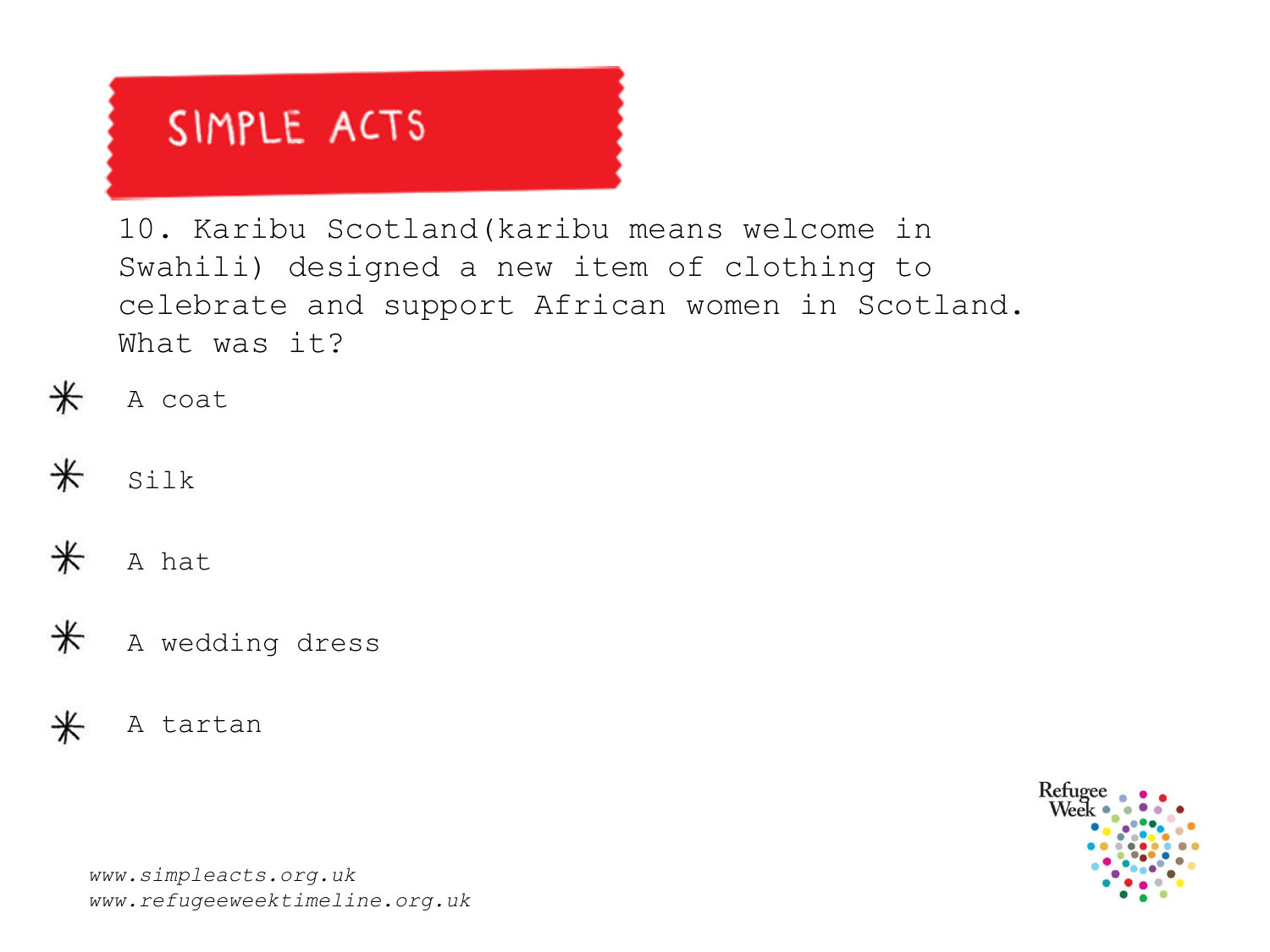# SIMPLE ACTS

10. Karibu Scotland(karibu means welcome in Swahili) designed a new item of clothing to celebrate and support African women in Scotland. What was it?

- A coat
- Silk
- A hat
- A wedding dress
- A tartan

*www.simpleacts.org.uk*
*www.refugeeweektimeline.org.uk*

Refugee Week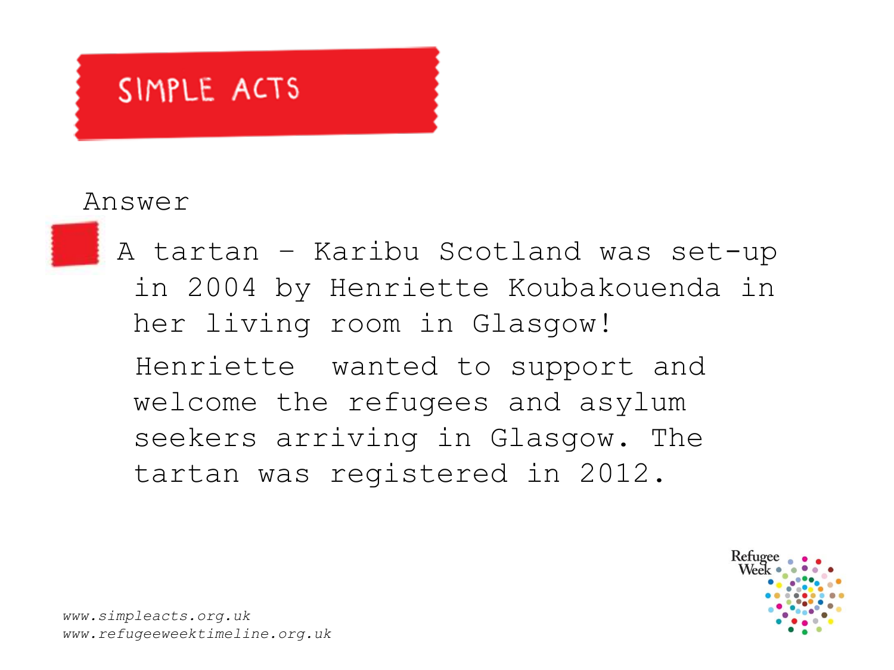# SIMPLE ACTS

Answer

- A tartan – Karibu Scotland was set-up in 2004 by Henriette Koubakouenda in her living room in Glasgow!

  Henriette wanted to support and welcome the refugees and asylum seekers arriving in Glasgow. The tartan was registered in 2012.

*www.simpleacts.org.uk*
*www.refugeeweektimeline.org.uk*

Refugee Week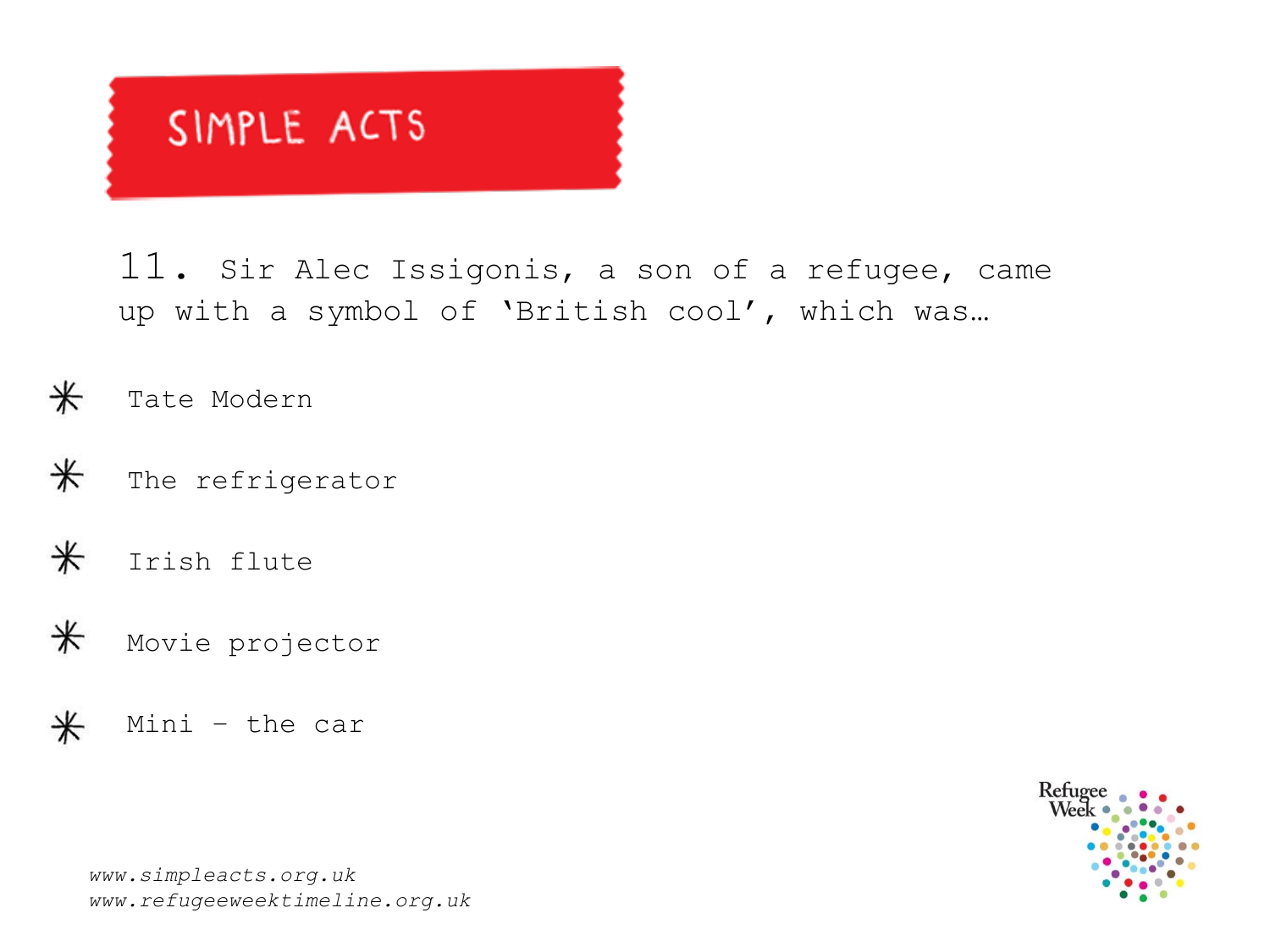# SIMPLE ACTS

11. Sir Alec Issigonis, a son of a refugee, came up with a symbol of 'British cool', which was…

* Tate Modern
* The refrigerator
* Irish flute
* Movie projector
* Mini – the car

*www.simpleacts.org.uk*
*www.refugeeweektimeline.org.uk*

Refugee Week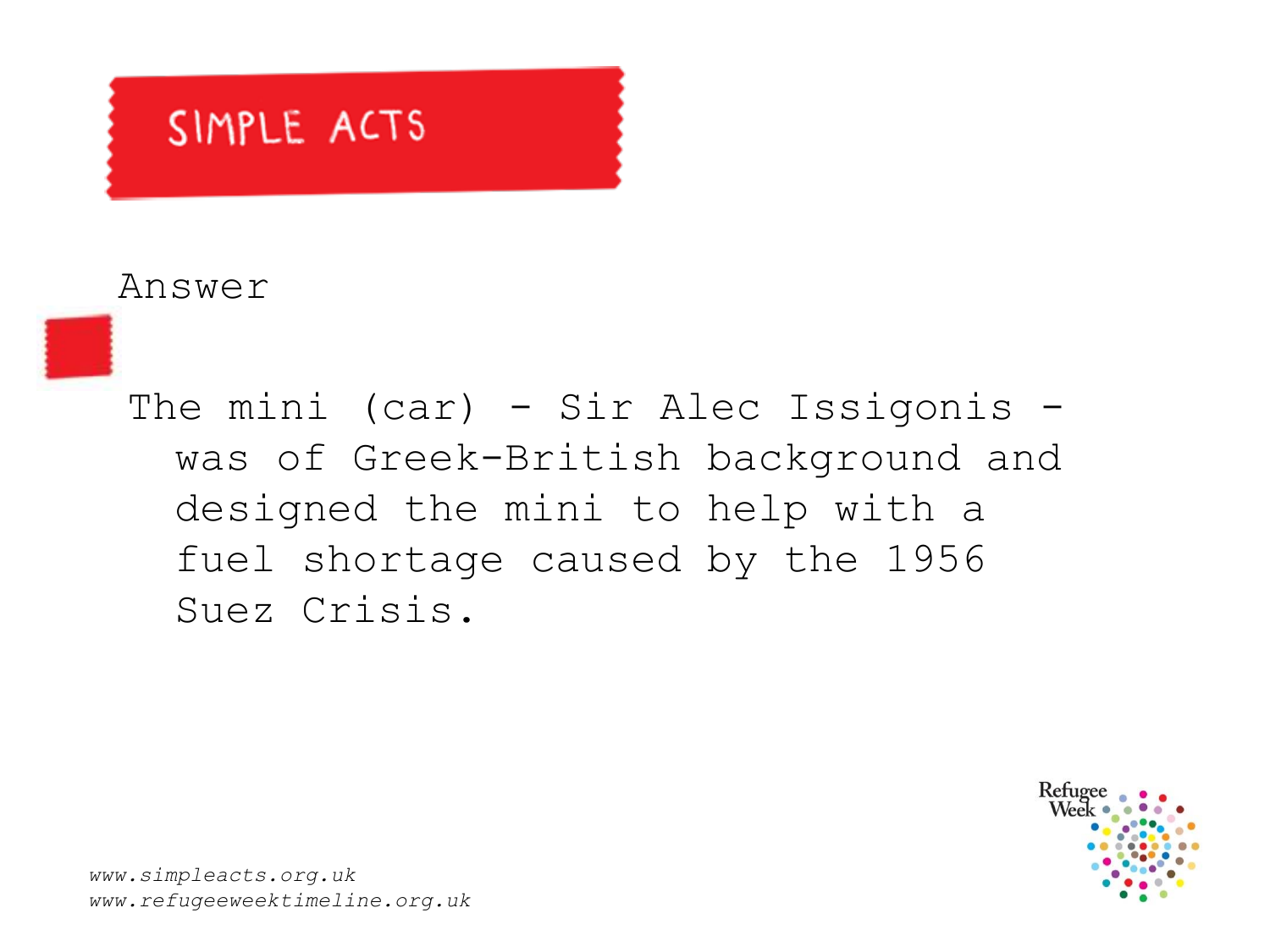SIMPLE ACTS

Answer

The mini (car) - Sir Alec Issigonis - was of Greek-British background and designed the mini to help with a fuel shortage caused by the 1956 Suez Crisis.

*www.simpleacts.org.uk*
*www.refugeeweektimeline.org.uk*

Refugee Week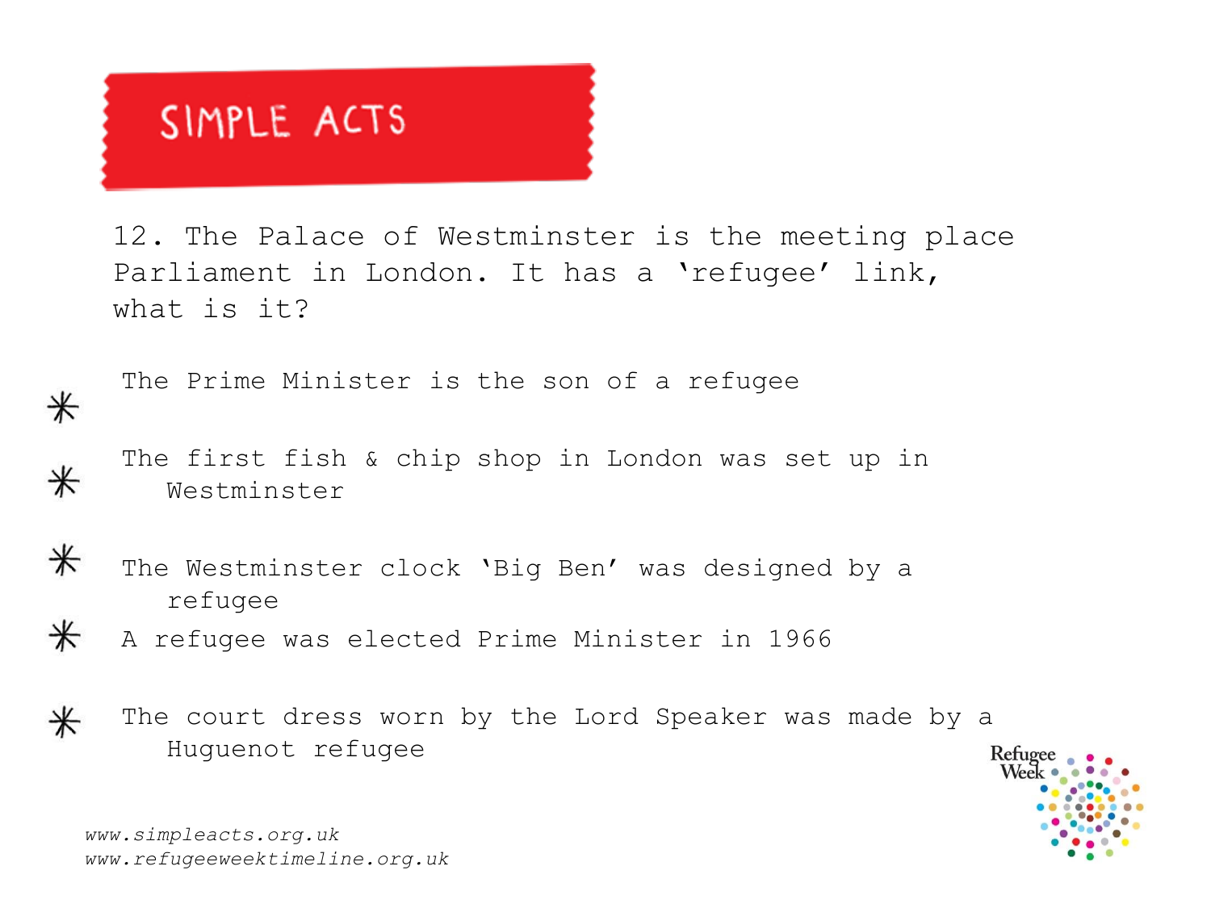# SIMPLE ACTS

12. The Palace of Westminster is the meeting place Parliament in London. It has a 'refugee' link, what is it?

- The Prime Minister is the son of a refugee
- The first fish & chip shop in London was set up in Westminster
- The Westminster clock 'Big Ben' was designed by a refugee
- A refugee was elected Prime Minister in 1966
- The court dress worn by the Lord Speaker was made by a Huguenot refugee

*www.simpleacts.org.uk*
*www.refugeeweektimeline.org.uk*

Refugee Week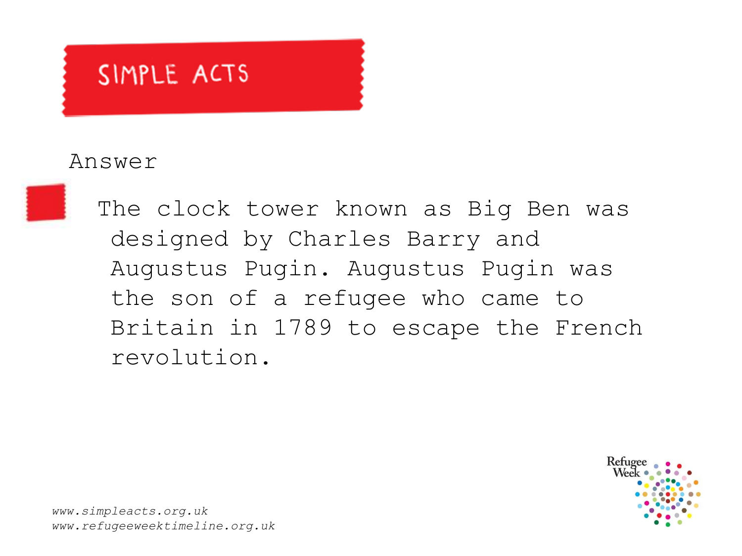SIMPLE ACTS

Answer

- The clock tower known as Big Ben was designed by Charles Barry and Augustus Pugin. Augustus Pugin was the son of a refugee who came to Britain in 1789 to escape the French revolution.

*www.simpleacts.org.uk*
*www.refugeeweektimeline.org.uk*

Refugee Week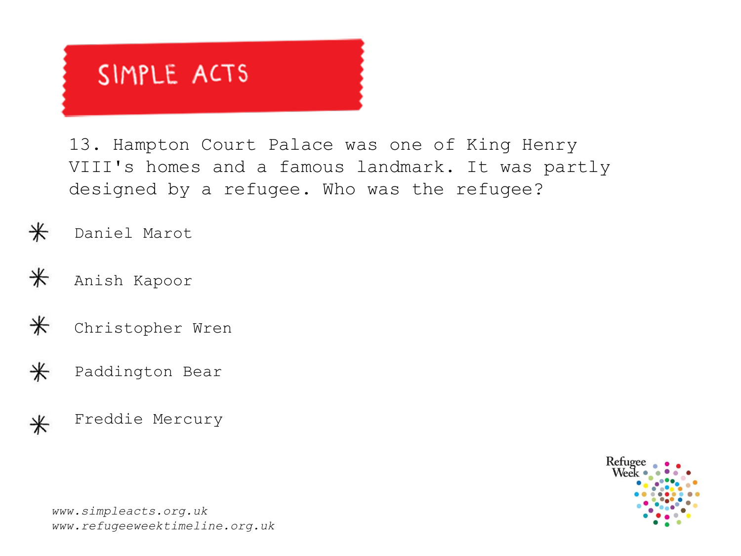# SIMPLE ACTS

13. Hampton Court Palace was one of King Henry VIII's homes and a famous landmark. It was partly designed by a refugee. Who was the refugee?

* Daniel Marot
* Anish Kapoor
* Christopher Wren
* Paddington Bear
* Freddie Mercury

*www.simpleacts.org.uk*
*www.refugeeweektimeline.org.uk*

Refugee Week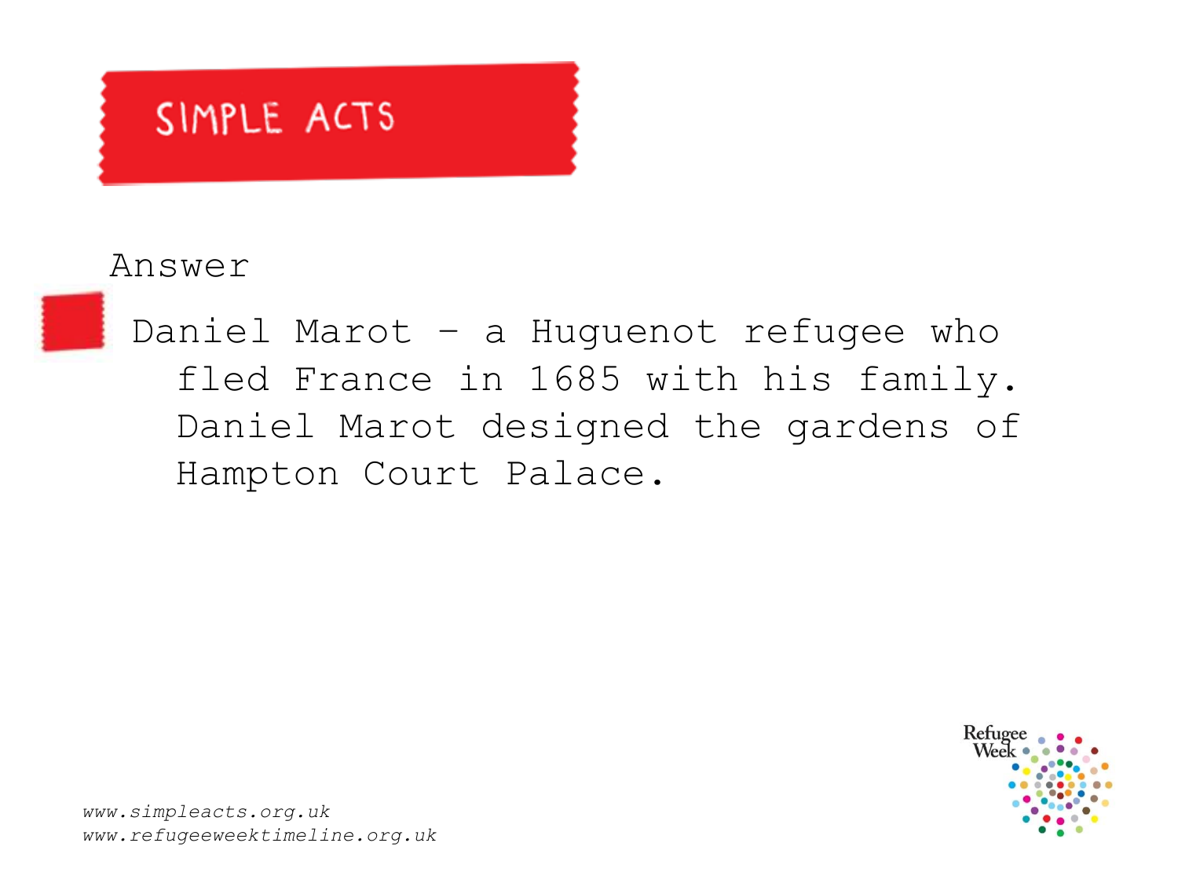SIMPLE ACTS

Answer

- Daniel Marot – a Huguenot refugee who fled France in 1685 with his family. Daniel Marot designed the gardens of Hampton Court Palace.

*www.simpleacts.org.uk*
*www.refugeeweektimeline.org.uk*

Refugee Week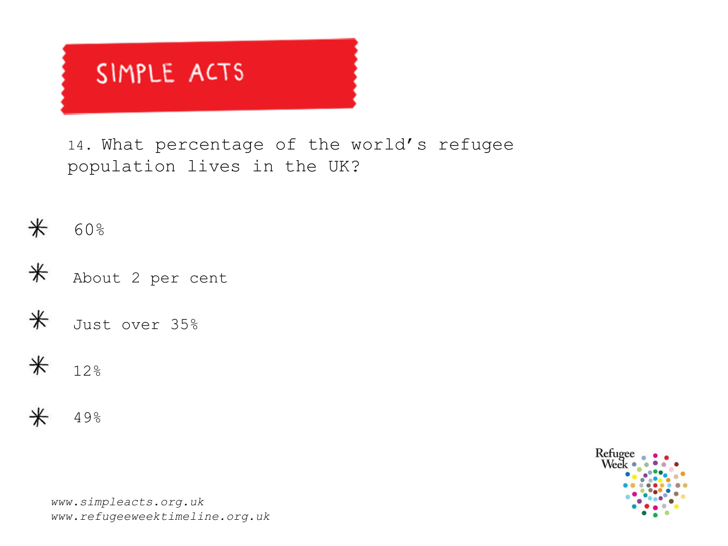# SIMPLE ACTS

14. What percentage of the world's refugee population lives in the UK?

- 60%
- About 2 per cent
- Just over 35%
- 12%
- 49%

*www.simpleacts.org.uk*
*www.refugeeweektimeline.org.uk*

Refugee Week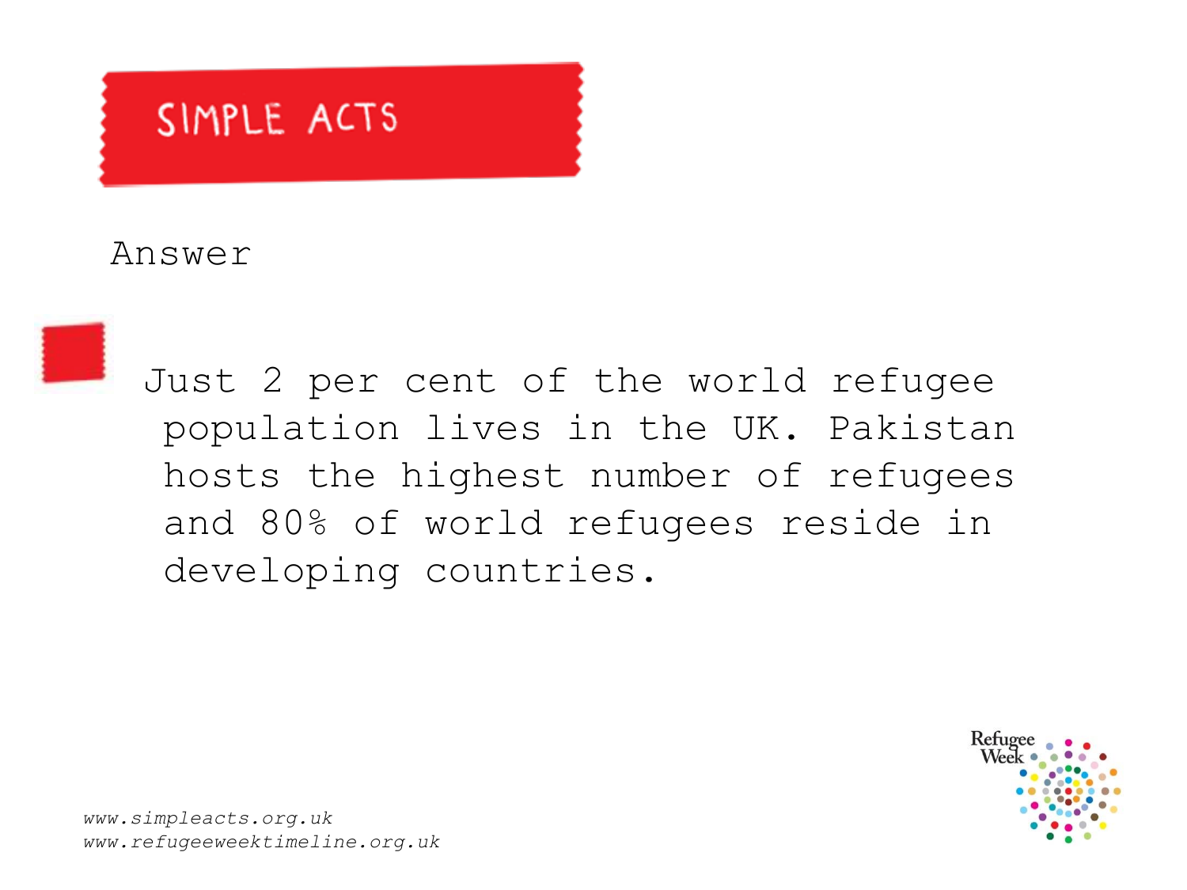# SIMPLE ACTS

Answer

Just 2 per cent of the world refugee population lives in the UK. Pakistan hosts the highest number of refugees and 80% of world refugees reside in developing countries.

*www.simpleacts.org.uk*
*www.refugeeweektimeline.org.uk*

Refugee Week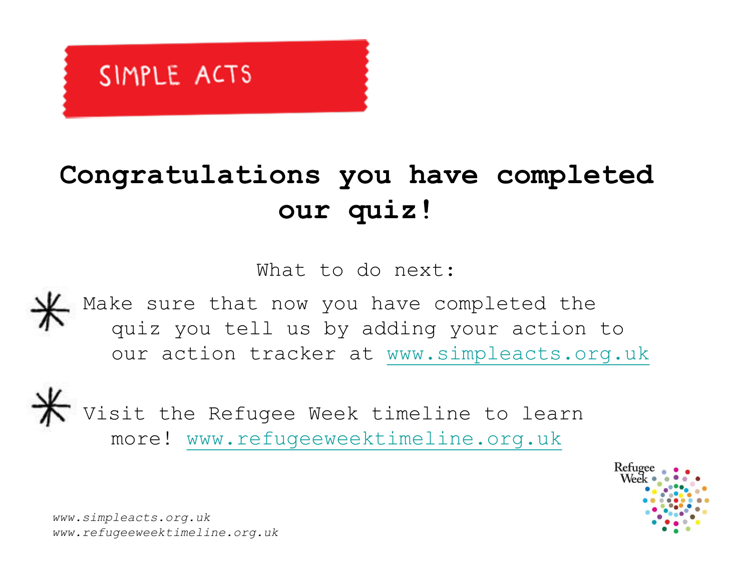SIMPLE ACTS

# Congratulations you have completed our quiz!

What to do next:

- Make sure that now you have completed the quiz you tell us by adding your action to our action tracker at www.simpleacts.org.uk
- Visit the Refugee Week timeline to learn more! www.refugeeweektimeline.org.uk

*www.simpleacts.org.uk*
*www.refugeeweektimeline.org.uk*

Refugee Week